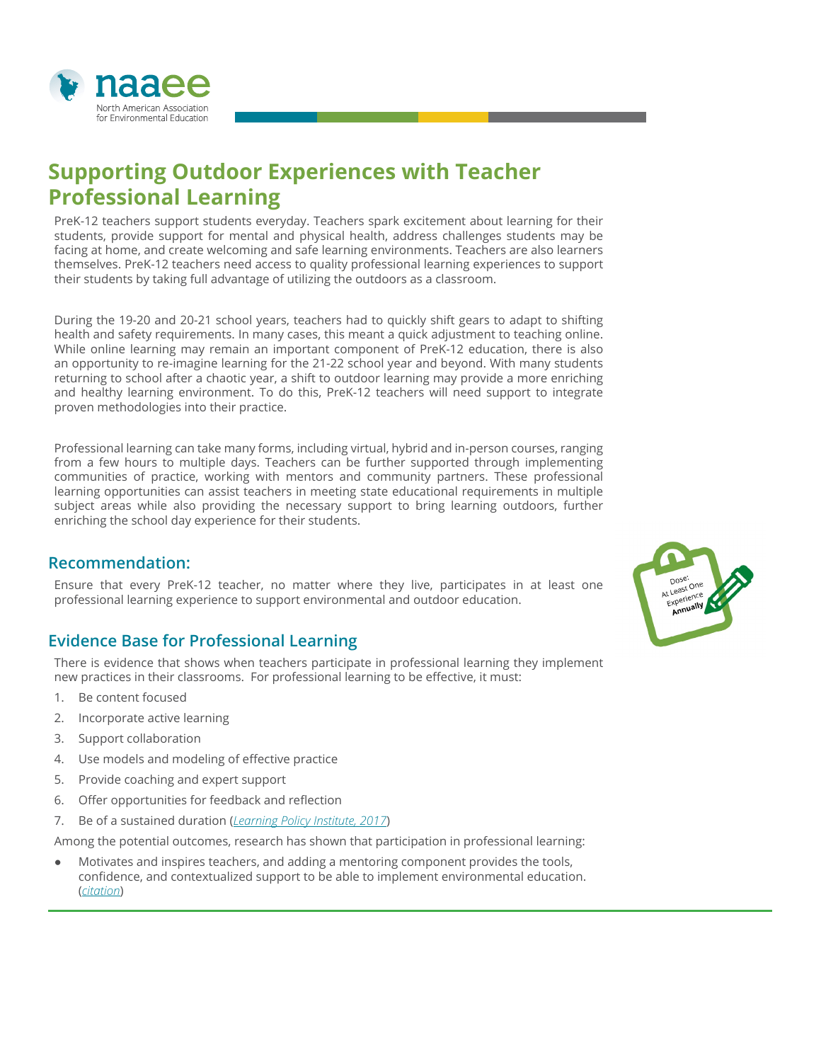# Supporting Outdoor Experiences with Teacher Professional Learning

PreK-12 teachers support students everyday. Teachers spark excitement about learning for their students, provide support for mental and physical health, address challenges students may be facing at home, and create welcoming and safe learning environments. Teachers are also learners themselves. PreK-12 teachers need access to quality professional learning experiences to support their students by taking full advantage of utilizing the outdoors as a classroom.

During the 19-20 and 20-21 school years, teachers had to quickly shift gears to adapt to shifting health and safety requirements. In many cases, this meant a quick adjustment to teaching online. While online learning may remain an important component of PreK-12 education, there is also an opportunity to re-imagine learning for the 21-22 school year and beyond. With many students returning to school after a chaotic year, a shift to outdoor learning may provide a more enriching and healthy learning environment. To do this, PreK-12 teachers will need support to integrate proven methodologies into their practice.

Professional learning can take many forms, including virtual, hybrid and in-person courses, ranging from a few hours to multiple days. Teachers can be further supported through implementing communities of practice, working with mentors and community partners. These professional learning opportunities can assist teachers in meeting state educational requirements in multiple subject areas while also providing the necessary support to bring learning outdoors, further enriching the school day experience for their students.

## Recommendation:

Ensure that every PreK-12 teacher, no matter where they live, participates in at least one professional learning experience to support environmental and outdoor education.

Dose: At Least One Experience **Annually**

## Evidence Base for Professional Learning

There is evidence that shows when teachers participate in professional learning they implement new practices in their classrooms. For professional learning to be effective, it must:

1. Be content focused
2. Incorporate active learning
3. Support collaboration
4. Use models and modeling of effective practice
5. Provide coaching and expert support
6. Offer opportunities for feedback and reflection
7. Be of a sustained duration (*Learning Policy Institute, 2017*)

Among the potential outcomes, research has shown that participation in professional learning:

- Motivates and inspires teachers, and adding a mentoring component provides the tools, confidence, and contextualized support to be able to implement environmental education. (*citation*)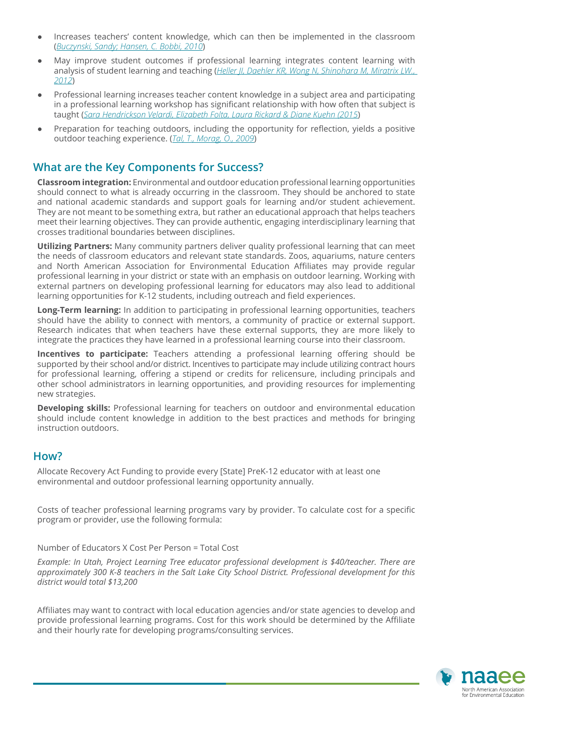- Increases teachers' content knowledge, which can then be implemented in the classroom (*Buczynski, Sandy; Hansen, C. Bobbi, 2010*)
- May improve student outcomes if professional learning integrates content learning with analysis of student learning and teaching (*Heller JI, Daehler KR, Wong N, Shinohara M, Miratrix LW., 2012*)
- Professional learning increases teacher content knowledge in a subject area and participating in a professional learning workshop has significant relationship with how often that subject is taught (*Sara Hendrickson Velardi, Elizabeth Folta, Laura Rickard & Diane Kuehn (2015*)
- Preparation for teaching outdoors, including the opportunity for reflection, yields a positive outdoor teaching experience. (*Tal, T., Morag, O., 2009*)

## What are the Key Components for Success?

**Classroom integration:** Environmental and outdoor education professional learning opportunities should connect to what is already occurring in the classroom. They should be anchored to state and national academic standards and support goals for learning and/or student achievement. They are not meant to be something extra, but rather an educational approach that helps teachers meet their learning objectives. They can provide authentic, engaging interdisciplinary learning that crosses traditional boundaries between disciplines.

**Utilizing Partners:** Many community partners deliver quality professional learning that can meet the needs of classroom educators and relevant state standards. Zoos, aquariums, nature centers and North American Association for Environmental Education Affiliates may provide regular professional learning in your district or state with an emphasis on outdoor learning. Working with external partners on developing professional learning for educators may also lead to additional learning opportunities for K-12 students, including outreach and field experiences.

**Long-Term learning:** In addition to participating in professional learning opportunities, teachers should have the ability to connect with mentors, a community of practice or external support. Research indicates that when teachers have these external supports, they are more likely to integrate the practices they have learned in a professional learning course into their classroom.

**Incentives to participate:** Teachers attending a professional learning offering should be supported by their school and/or district. Incentives to participate may include utilizing contract hours for professional learning, offering a stipend or credits for relicensure, including principals and other school administrators in learning opportunities, and providing resources for implementing new strategies.

**Developing skills:** Professional learning for teachers on outdoor and environmental education should include content knowledge in addition to the best practices and methods for bringing instruction outdoors.

## How?

Allocate Recovery Act Funding to provide every [State] PreK-12 educator with at least one environmental and outdoor professional learning opportunity annually.

Costs of teacher professional learning programs vary by provider. To calculate cost for a specific program or provider, use the following formula:

Number of Educators X Cost Per Person = Total Cost

*Example: In Utah, Project Learning Tree educator professional development is $40/teacher. There are approximately 300 K-8 teachers in the Salt Lake City School District. Professional development for this district would total $13,200*

Affiliates may want to contract with local education agencies and/or state agencies to develop and provide professional learning programs. Cost for this work should be determined by the Affiliate and their hourly rate for developing programs/consulting services.